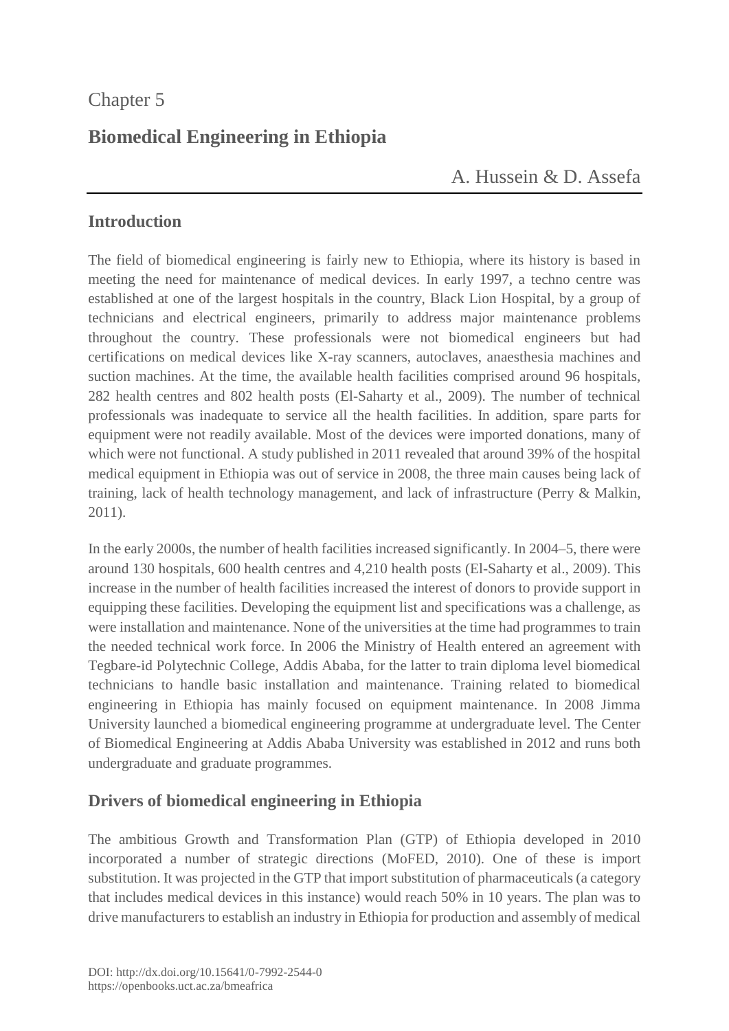Chapter 5

# Biomedical Engineering in Ethiopia

A. Hussein & D. Assefa

## Introduction

The field of biomedical engineering is fairly new to Ethiopia, where its history is based in meeting the need for maintenance of medical devices. In early 1997, a techno centre was established at one of the largest hospitals in the country, Black Lion Hospital, by a group of technicians and electrical engineers, primarily to address major maintenance problems throughout the country. These professionals were not biomedical engineers but had certifications on medical devices like X-ray scanners, autoclaves, anaesthesia machines and suction machines. At the time, the available health facilities comprised around 96 hospitals, 282 health centres and 802 health posts (El-Saharty et al., 2009). The number of technical professionals was inadequate to service all the health facilities. In addition, spare parts for equipment were not readily available. Most of the devices were imported donations, many of which were not functional. A study published in 2011 revealed that around 39% of the hospital medical equipment in Ethiopia was out of service in 2008, the three main causes being lack of training, lack of health technology management, and lack of infrastructure (Perry & Malkin, 2011).

In the early 2000s, the number of health facilities increased significantly. In 2004–5, there were around 130 hospitals, 600 health centres and 4,210 health posts (El-Saharty et al., 2009). This increase in the number of health facilities increased the interest of donors to provide support in equipping these facilities. Developing the equipment list and specifications was a challenge, as were installation and maintenance. None of the universities at the time had programmes to train the needed technical work force. In 2006 the Ministry of Health entered an agreement with Tegbare-id Polytechnic College, Addis Ababa, for the latter to train diploma level biomedical technicians to handle basic installation and maintenance. Training related to biomedical engineering in Ethiopia has mainly focused on equipment maintenance. In 2008 Jimma University launched a biomedical engineering programme at undergraduate level. The Center of Biomedical Engineering at Addis Ababa University was established in 2012 and runs both undergraduate and graduate programmes.

## Drivers of biomedical engineering in Ethiopia

The ambitious Growth and Transformation Plan (GTP) of Ethiopia developed in 2010 incorporated a number of strategic directions (MoFED, 2010). One of these is import substitution. It was projected in the GTP that import substitution of pharmaceuticals (a category that includes medical devices in this instance) would reach 50% in 10 years. The plan was to drive manufacturers to establish an industry in Ethiopia for production and assembly of medical

DOI: http://dx.doi.org/10.15641/0-7992-2544-0
https://openbooks.uct.ac.za/bmeafrica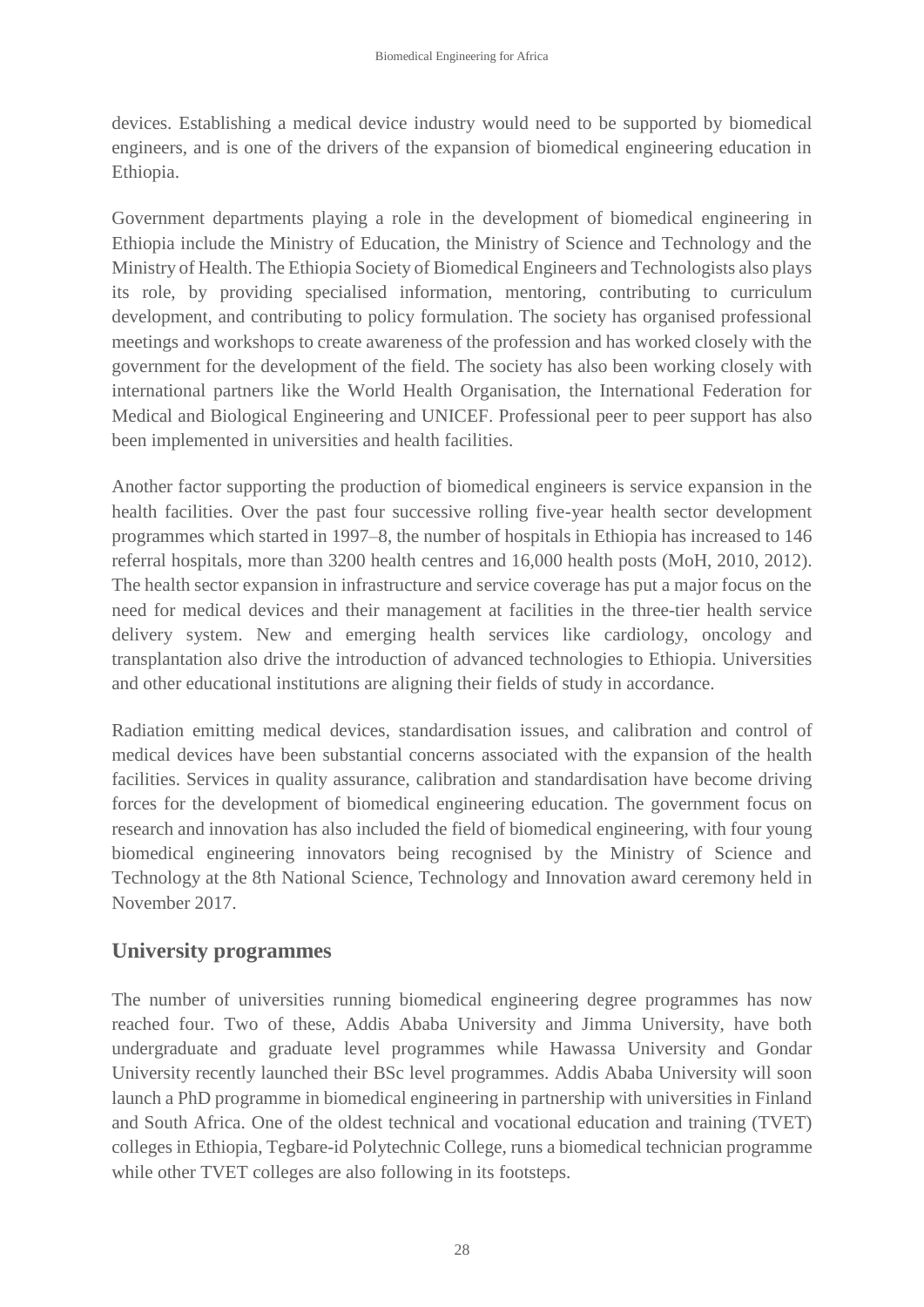devices. Establishing a medical device industry would need to be supported by biomedical engineers, and is one of the drivers of the expansion of biomedical engineering education in Ethiopia.

Government departments playing a role in the development of biomedical engineering in Ethiopia include the Ministry of Education, the Ministry of Science and Technology and the Ministry of Health. The Ethiopia Society of Biomedical Engineers and Technologists also plays its role, by providing specialised information, mentoring, contributing to curriculum development, and contributing to policy formulation. The society has organised professional meetings and workshops to create awareness of the profession and has worked closely with the government for the development of the field. The society has also been working closely with international partners like the World Health Organisation, the International Federation for Medical and Biological Engineering and UNICEF. Professional peer to peer support has also been implemented in universities and health facilities.

Another factor supporting the production of biomedical engineers is service expansion in the health facilities. Over the past four successive rolling five-year health sector development programmes which started in 1997–8, the number of hospitals in Ethiopia has increased to 146 referral hospitals, more than 3200 health centres and 16,000 health posts (MoH, 2010, 2012). The health sector expansion in infrastructure and service coverage has put a major focus on the need for medical devices and their management at facilities in the three-tier health service delivery system. New and emerging health services like cardiology, oncology and transplantation also drive the introduction of advanced technologies to Ethiopia. Universities and other educational institutions are aligning their fields of study in accordance.

Radiation emitting medical devices, standardisation issues, and calibration and control of medical devices have been substantial concerns associated with the expansion of the health facilities. Services in quality assurance, calibration and standardisation have become driving forces for the development of biomedical engineering education. The government focus on research and innovation has also included the field of biomedical engineering, with four young biomedical engineering innovators being recognised by the Ministry of Science and Technology at the 8th National Science, Technology and Innovation award ceremony held in November 2017.

## University programmes

The number of universities running biomedical engineering degree programmes has now reached four. Two of these, Addis Ababa University and Jimma University, have both undergraduate and graduate level programmes while Hawassa University and Gondar University recently launched their BSc level programmes. Addis Ababa University will soon launch a PhD programme in biomedical engineering in partnership with universities in Finland and South Africa. One of the oldest technical and vocational education and training (TVET) colleges in Ethiopia, Tegbare-id Polytechnic College, runs a biomedical technician programme while other TVET colleges are also following in its footsteps.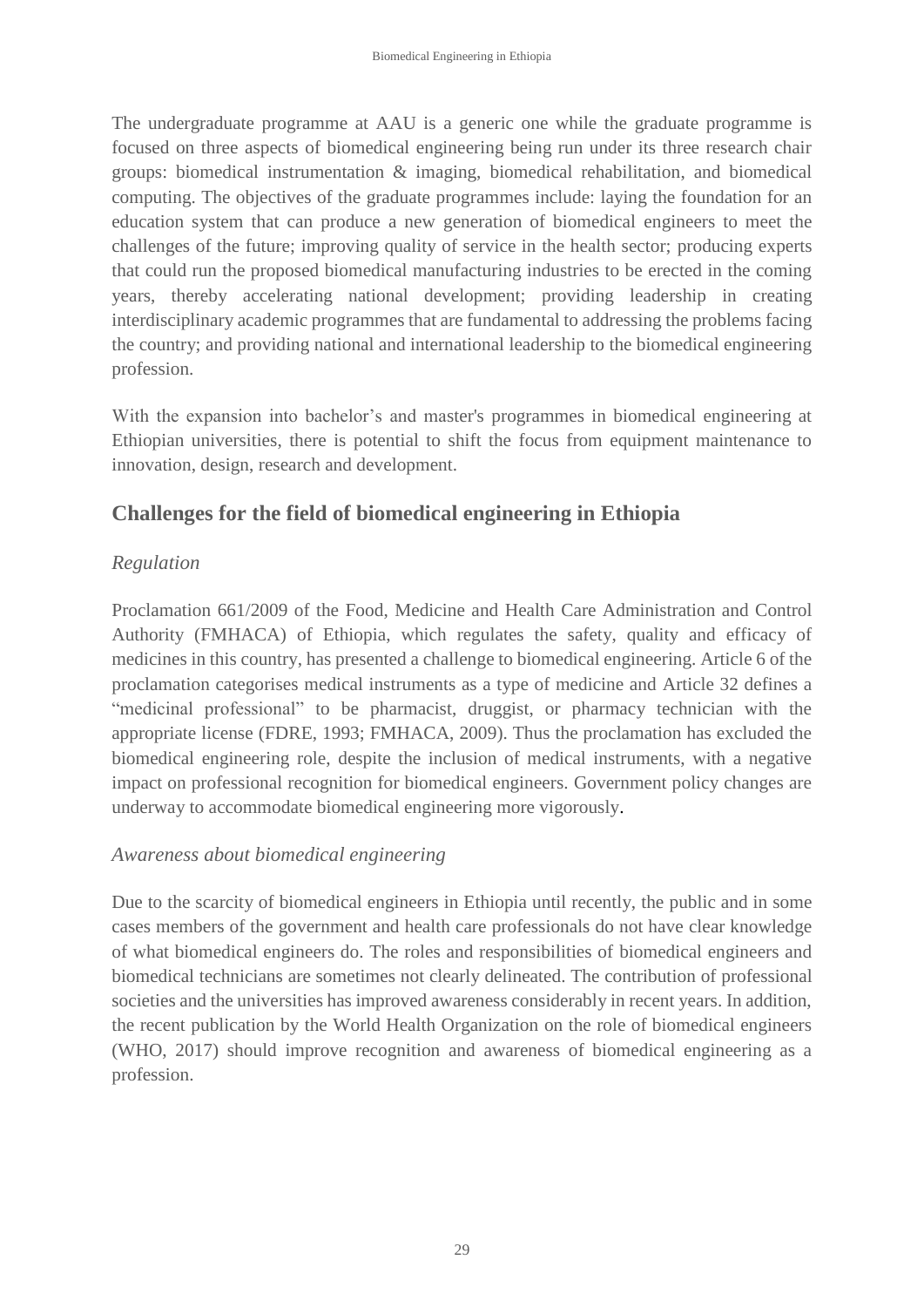The undergraduate programme at AAU is a generic one while the graduate programme is focused on three aspects of biomedical engineering being run under its three research chair groups: biomedical instrumentation & imaging, biomedical rehabilitation, and biomedical computing. The objectives of the graduate programmes include: laying the foundation for an education system that can produce a new generation of biomedical engineers to meet the challenges of the future; improving quality of service in the health sector; producing experts that could run the proposed biomedical manufacturing industries to be erected in the coming years, thereby accelerating national development; providing leadership in creating interdisciplinary academic programmes that are fundamental to addressing the problems facing the country; and providing national and international leadership to the biomedical engineering profession.

With the expansion into bachelor's and master's programmes in biomedical engineering at Ethiopian universities, there is potential to shift the focus from equipment maintenance to innovation, design, research and development.

## Challenges for the field of biomedical engineering in Ethiopia

### *Regulation*

Proclamation 661/2009 of the Food, Medicine and Health Care Administration and Control Authority (FMHACA) of Ethiopia, which regulates the safety, quality and efficacy of medicines in this country, has presented a challenge to biomedical engineering. Article 6 of the proclamation categorises medical instruments as a type of medicine and Article 32 defines a "medicinal professional" to be pharmacist, druggist, or pharmacy technician with the appropriate license (FDRE, 1993; FMHACA, 2009). Thus the proclamation has excluded the biomedical engineering role, despite the inclusion of medical instruments, with a negative impact on professional recognition for biomedical engineers. Government policy changes are underway to accommodate biomedical engineering more vigorously.

### *Awareness about biomedical engineering*

Due to the scarcity of biomedical engineers in Ethiopia until recently, the public and in some cases members of the government and health care professionals do not have clear knowledge of what biomedical engineers do. The roles and responsibilities of biomedical engineers and biomedical technicians are sometimes not clearly delineated. The contribution of professional societies and the universities has improved awareness considerably in recent years. In addition, the recent publication by the World Health Organization on the role of biomedical engineers (WHO, 2017) should improve recognition and awareness of biomedical engineering as a profession.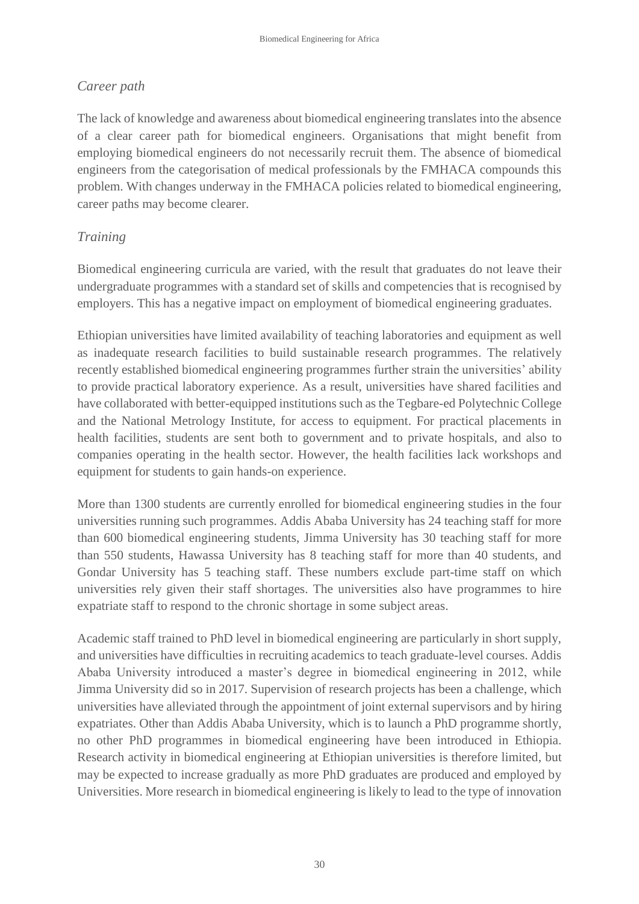*Career path*

The lack of knowledge and awareness about biomedical engineering translates into the absence of a clear career path for biomedical engineers. Organisations that might benefit from employing biomedical engineers do not necessarily recruit them. The absence of biomedical engineers from the categorisation of medical professionals by the FMHACA compounds this problem. With changes underway in the FMHACA policies related to biomedical engineering, career paths may become clearer.

*Training*

Biomedical engineering curricula are varied, with the result that graduates do not leave their undergraduate programmes with a standard set of skills and competencies that is recognised by employers. This has a negative impact on employment of biomedical engineering graduates.

Ethiopian universities have limited availability of teaching laboratories and equipment as well as inadequate research facilities to build sustainable research programmes. The relatively recently established biomedical engineering programmes further strain the universities' ability to provide practical laboratory experience. As a result, universities have shared facilities and have collaborated with better-equipped institutions such as the Tegbare-ed Polytechnic College and the National Metrology Institute, for access to equipment. For practical placements in health facilities, students are sent both to government and to private hospitals, and also to companies operating in the health sector. However, the health facilities lack workshops and equipment for students to gain hands-on experience.

More than 1300 students are currently enrolled for biomedical engineering studies in the four universities running such programmes. Addis Ababa University has 24 teaching staff for more than 600 biomedical engineering students, Jimma University has 30 teaching staff for more than 550 students, Hawassa University has 8 teaching staff for more than 40 students, and Gondar University has 5 teaching staff. These numbers exclude part-time staff on which universities rely given their staff shortages. The universities also have programmes to hire expatriate staff to respond to the chronic shortage in some subject areas.

Academic staff trained to PhD level in biomedical engineering are particularly in short supply, and universities have difficulties in recruiting academics to teach graduate-level courses. Addis Ababa University introduced a master's degree in biomedical engineering in 2012, while Jimma University did so in 2017. Supervision of research projects has been a challenge, which universities have alleviated through the appointment of joint external supervisors and by hiring expatriates. Other than Addis Ababa University, which is to launch a PhD programme shortly, no other PhD programmes in biomedical engineering have been introduced in Ethiopia. Research activity in biomedical engineering at Ethiopian universities is therefore limited, but may be expected to increase gradually as more PhD graduates are produced and employed by Universities. More research in biomedical engineering is likely to lead to the type of innovation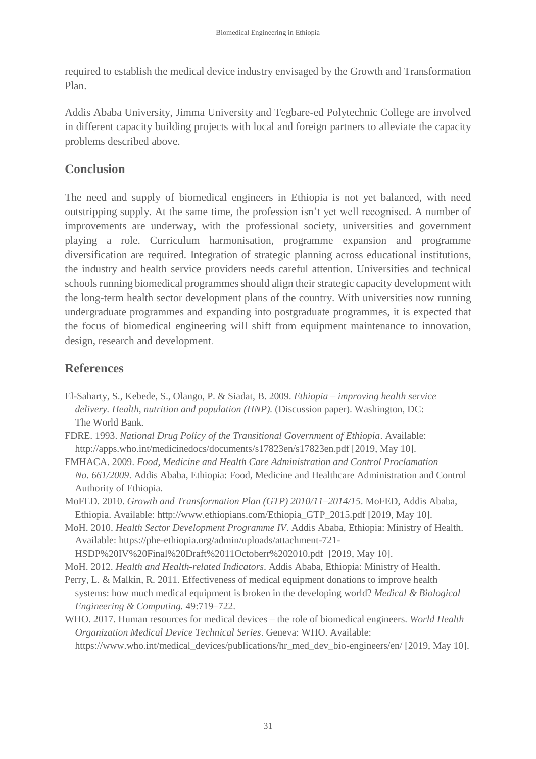required to establish the medical device industry envisaged by the Growth and Transformation Plan.

Addis Ababa University, Jimma University and Tegbare-ed Polytechnic College are involved in different capacity building projects with local and foreign partners to alleviate the capacity problems described above.

## Conclusion

The need and supply of biomedical engineers in Ethiopia is not yet balanced, with need outstripping supply. At the same time, the profession isn't yet well recognised. A number of improvements are underway, with the professional society, universities and government playing a role. Curriculum harmonisation, programme expansion and programme diversification are required. Integration of strategic planning across educational institutions, the industry and health service providers needs careful attention. Universities and technical schools running biomedical programmes should align their strategic capacity development with the long-term health sector development plans of the country. With universities now running undergraduate programmes and expanding into postgraduate programmes, it is expected that the focus of biomedical engineering will shift from equipment maintenance to innovation, design, research and development.

## References

El-Saharty, S., Kebede, S., Olango, P. & Siadat, B. 2009. *Ethiopia – improving health service delivery. Health, nutrition and population (HNP).* (Discussion paper). Washington, DC: The World Bank.

FDRE. 1993. *National Drug Policy of the Transitional Government of Ethiopia*. Available: http://apps.who.int/medicinedocs/documents/s17823en/s17823en.pdf [2019, May 10].

FMHACA. 2009. *Food, Medicine and Health Care Administration and Control Proclamation No. 661/2009*. Addis Ababa, Ethiopia: Food, Medicine and Healthcare Administration and Control Authority of Ethiopia.

MoFED. 2010. *Growth and Transformation Plan (GTP) 2010/11–2014/15*. MoFED, Addis Ababa, Ethiopia. Available: http://www.ethiopians.com/Ethiopia_GTP_2015.pdf [2019, May 10].

MoH. 2010. *Health Sector Development Programme IV*. Addis Ababa, Ethiopia: Ministry of Health. Available: https://phe-ethiopia.org/admin/uploads/attachment-721-HSDP%20IV%20Final%20Draft%2011Octoberr%202010.pdf [2019, May 10].

MoH. 2012. *Health and Health-related Indicators*. Addis Ababa, Ethiopia: Ministry of Health.

Perry, L. & Malkin, R. 2011. Effectiveness of medical equipment donations to improve health systems: how much medical equipment is broken in the developing world? *Medical & Biological Engineering & Computing.* 49:719–722.

WHO. 2017. Human resources for medical devices – the role of biomedical engineers. *World Health Organization Medical Device Technical Series*. Geneva: WHO. Available: https://www.who.int/medical_devices/publications/hr_med_dev_bio-engineers/en/ [2019, May 10].